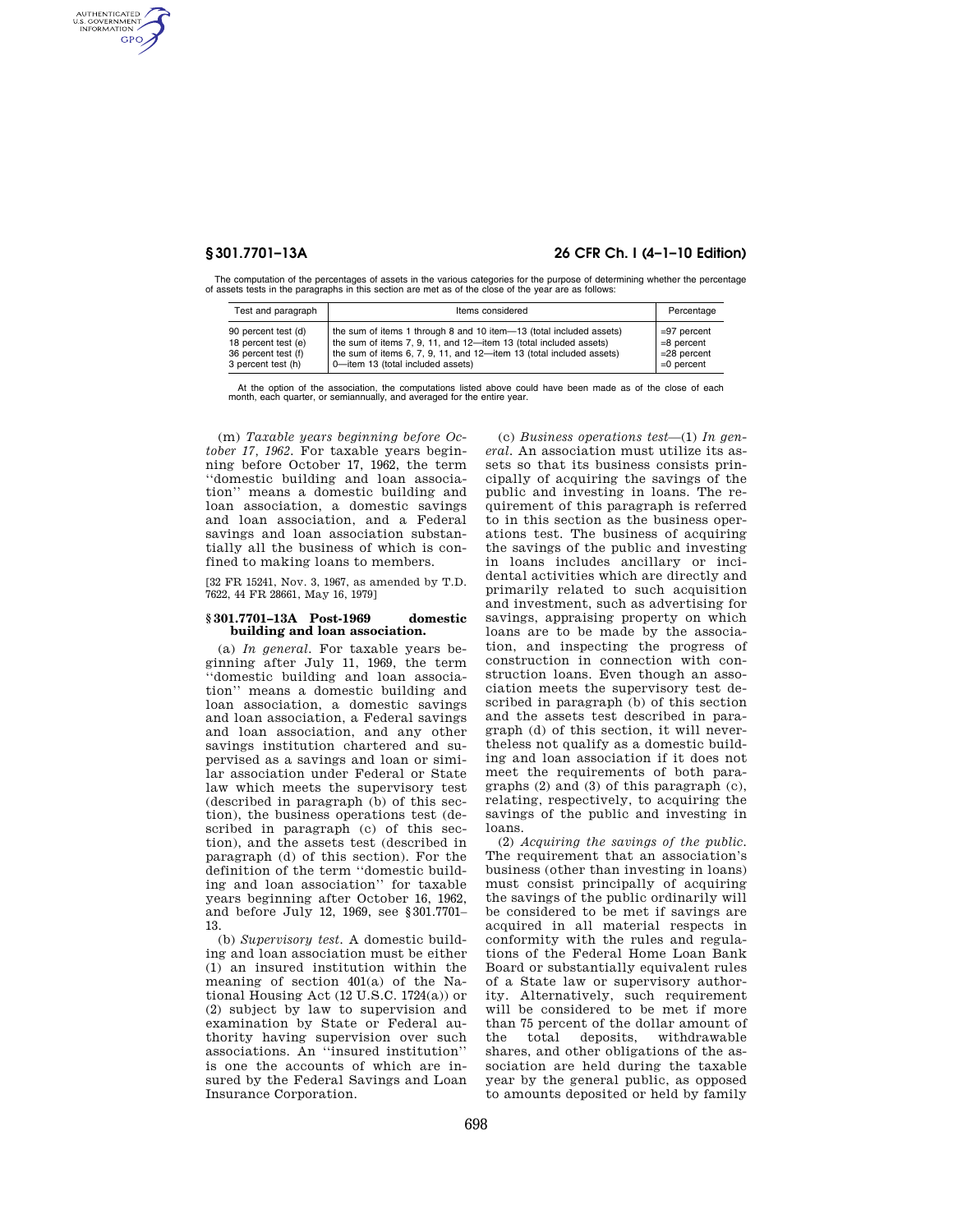The computation of the percentages of assets in the various categories for the purpose of determining whether the percentage of assets tests in the paragraphs in this section are met as of the close of the year are as follows:

| Test and paragraph | Items considered | Percentage |
|---|---|---|
| 90 percent test (d) | the sum of items 1 through 8 and 10 item—13 (total included assets) | =97 percent |
| 18 percent test (e) | the sum of items 7, 9, 11, and 12—item 13 (total included assets) | =8 percent |
| 36 percent test (f) | the sum of items 6, 7, 9, 11, and 12—item 13 (total included assets) | =28 percent |
| 3 percent test (h) | 0—item 13 (total included assets) | =0 percent |

At the option of the association, the computations listed above could have been made as of the close of each month, each quarter, or semiannually, and averaged for the entire year.

(m) *Taxable years beginning before October 17, 1962.* For taxable years beginning before October 17, 1962, the term ''domestic building and loan association'' means a domestic building and loan association, a domestic savings and loan association, and a Federal savings and loan association substantially all the business of which is confined to making loans to members.

[32 FR 15241, Nov. 3, 1967, as amended by T.D. 7622, 44 FR 28661, May 16, 1979]

## § 301.7701–13A Post-1969 domestic building and loan association.

(a) *In general.* For taxable years beginning after July 11, 1969, the term ''domestic building and loan association'' means a domestic building and loan association, a domestic savings and loan association, a Federal savings and loan association, and any other savings institution chartered and supervised as a savings and loan or similar association under Federal or State law which meets the supervisory test (described in paragraph (b) of this section), the business operations test (described in paragraph (c) of this section), and the assets test (described in paragraph (d) of this section). For the definition of the term ''domestic building and loan association'' for taxable years beginning after October 16, 1962, and before July 12, 1969, see § 301.7701–13.

(b) *Supervisory test.* A domestic building and loan association must be either (1) an insured institution within the meaning of section 401(a) of the National Housing Act (12 U.S.C. 1724(a)) or (2) subject by law to supervision and examination by State or Federal authority having supervision over such associations. An ''insured institution'' is one the accounts of which are insured by the Federal Savings and Loan Insurance Corporation.

(c) *Business operations test*—(1) *In general.* An association must utilize its assets so that its business consists principally of acquiring the savings of the public and investing in loans. The requirement of this paragraph is referred to in this section as the business operations test. The business of acquiring the savings of the public and investing in loans includes ancillary or incidental activities which are directly and primarily related to such acquisition and investment, such as advertising for savings, appraising property on which loans are to be made by the association, and inspecting the progress of construction in connection with construction loans. Even though an association meets the supervisory test described in paragraph (b) of this section and the assets test described in paragraph (d) of this section, it will nevertheless not qualify as a domestic building and loan association if it does not meet the requirements of both paragraphs (2) and (3) of this paragraph (c), relating, respectively, to acquiring the savings of the public and investing in loans.

(2) *Acquiring the savings of the public.* The requirement that an association's business (other than investing in loans) must consist principally of acquiring the savings of the public ordinarily will be considered to be met if savings are acquired in all material respects in conformity with the rules and regulations of the Federal Home Loan Bank Board or substantially equivalent rules of a State law or supervisory authority. Alternatively, such requirement will be considered to be met if more than 75 percent of the dollar amount of the total deposits, withdrawable shares, and other obligations of the association are held during the taxable year by the general public, as opposed to amounts deposited or held by family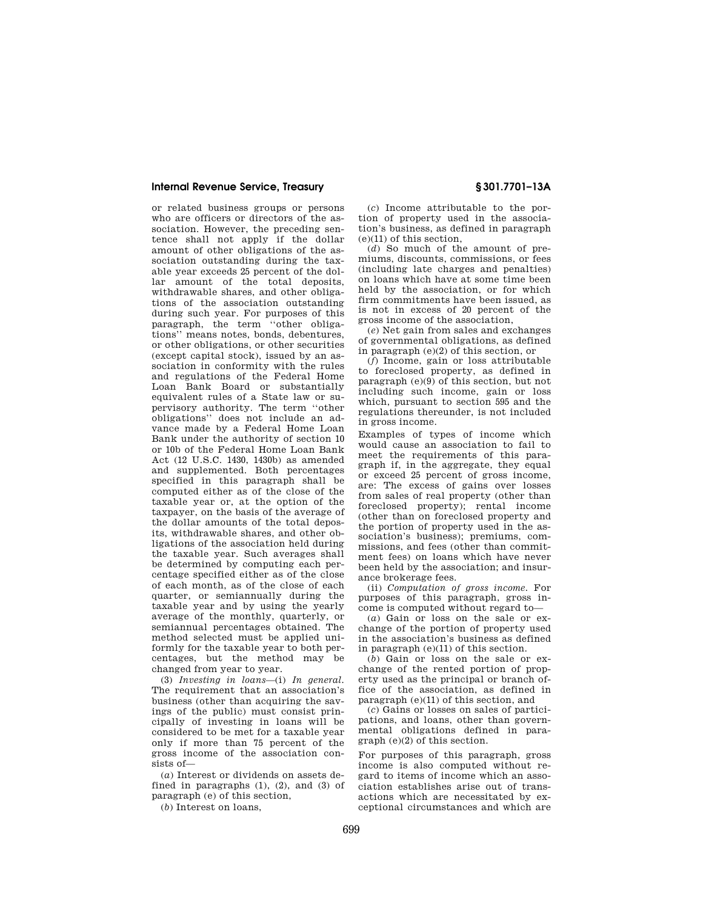or related business groups or persons who are officers or directors of the association. However, the preceding sentence shall not apply if the dollar amount of other obligations of the association outstanding during the taxable year exceeds 25 percent of the dollar amount of the total deposits, withdrawable shares, and other obligations of the association outstanding during such year. For purposes of this paragraph, the term ''other obligations'' means notes, bonds, debentures, or other obligations, or other securities (except capital stock), issued by an association in conformity with the rules and regulations of the Federal Home Loan Bank Board or substantially equivalent rules of a State law or supervisory authority. The term ''other obligations'' does not include an advance made by a Federal Home Loan Bank under the authority of section 10 or 10b of the Federal Home Loan Bank Act (12 U.S.C. 1430, 1430b) as amended and supplemented. Both percentages specified in this paragraph shall be computed either as of the close of the taxable year or, at the option of the taxpayer, on the basis of the average of the dollar amounts of the total deposits, withdrawable shares, and other obligations of the association held during the taxable year. Such averages shall be determined by computing each percentage specified either as of the close of each month, as of the close of each quarter, or semiannually during the taxable year and by using the yearly average of the monthly, quarterly, or semiannual percentages obtained. The method selected must be applied uniformly for the taxable year to both percentages, but the method may be changed from year to year.

(3) *Investing in loans*—(i) *In general.* The requirement that an association's business (other than acquiring the savings of the public) must consist principally of investing in loans will be considered to be met for a taxable year only if more than 75 percent of the gross income of the association consists of—

(*a*) Interest or dividends on assets defined in paragraphs (1), (2), and (3) of paragraph (e) of this section,

(*b*) Interest on loans,

(*c*) Income attributable to the portion of property used in the association's business, as defined in paragraph (e)(11) of this section,

(*d*) So much of the amount of premiums, discounts, commissions, or fees (including late charges and penalties) on loans which have at some time been held by the association, or for which firm commitments have been issued, as is not in excess of 20 percent of the gross income of the association,

(*e*) Net gain from sales and exchanges of governmental obligations, as defined in paragraph (e)(2) of this section, or

(*f*) Income, gain or loss attributable to foreclosed property, as defined in paragraph (e)(9) of this section, but not including such income, gain or loss which, pursuant to section 595 and the regulations thereunder, is not included in gross income.

Examples of types of income which would cause an association to fail to meet the requirements of this paragraph if, in the aggregate, they equal or exceed 25 percent of gross income, are: The excess of gains over losses from sales of real property (other than foreclosed property); rental income (other than on foreclosed property and the portion of property used in the association's business); premiums, commissions, and fees (other than commitment fees) on loans which have never been held by the association; and insurance brokerage fees.

(ii) *Computation of gross income.* For purposes of this paragraph, gross income is computed without regard to—

(*a*) Gain or loss on the sale or exchange of the portion of property used in the association's business as defined in paragraph (e)(11) of this section.

(*b*) Gain or loss on the sale or exchange of the rented portion of property used as the principal or branch office of the association, as defined in paragraph (e)(11) of this section, and

(*c*) Gains or losses on sales of participations, and loans, other than governmental obligations defined in paragraph (e)(2) of this section.

For purposes of this paragraph, gross income is also computed without regard to items of income which an association establishes arise out of transactions which are necessitated by exceptional circumstances and which are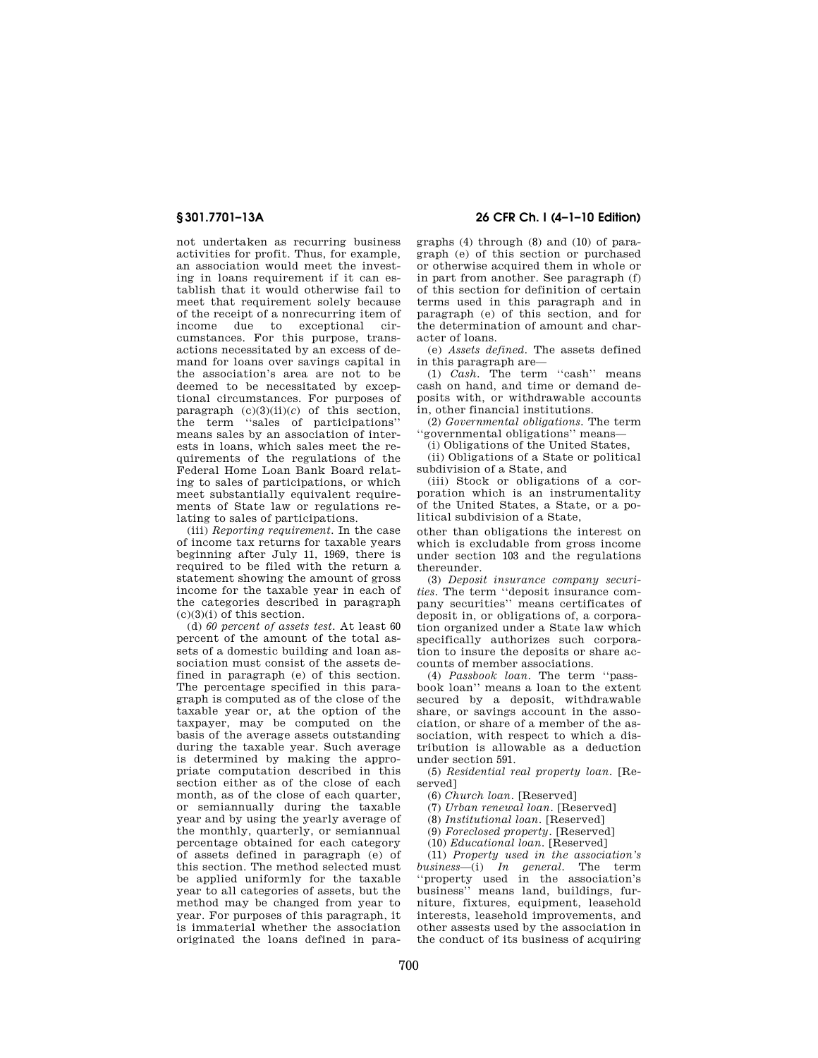not undertaken as recurring business activities for profit. Thus, for example, an association would meet the investing in loans requirement if it can establish that it would otherwise fail to meet that requirement solely because of the receipt of a nonrecurring item of income due to exceptional circumstances. For this purpose, transactions necessitated by an excess of demand for loans over savings capital in the association's area are not to be deemed to be necessitated by exceptional circumstances. For purposes of paragraph (c)(3)(ii)(*c*) of this section, the term ''sales of participations'' means sales by an association of interests in loans, which sales meet the requirements of the regulations of the Federal Home Loan Bank Board relating to sales of participations, or which meet substantially equivalent requirements of State law or regulations relating to sales of participations.

(iii) *Reporting requirement.* In the case of income tax returns for taxable years beginning after July 11, 1969, there is required to be filed with the return a statement showing the amount of gross income for the taxable year in each of the categories described in paragraph (c)(3)(i) of this section.

(d) *60 percent of assets test.* At least 60 percent of the amount of the total assets of a domestic building and loan association must consist of the assets defined in paragraph (e) of this section. The percentage specified in this paragraph is computed as of the close of the taxable year or, at the option of the taxpayer, may be computed on the basis of the average assets outstanding during the taxable year. Such average is determined by making the appropriate computation described in this section either as of the close of each month, as of the close of each quarter, or semiannually during the taxable year and by using the yearly average of the monthly, quarterly, or semiannual percentage obtained for each category of assets defined in paragraph (e) of this section. The method selected must be applied uniformly for the taxable year to all categories of assets, but the method may be changed from year to year. For purposes of this paragraph, it is immaterial whether the association originated the loans defined in paragraphs (4) through (8) and (10) of paragraph (e) of this section or purchased or otherwise acquired them in whole or in part from another. See paragraph (f) of this section for definition of certain terms used in this paragraph and in paragraph (e) of this section, and for the determination of amount and character of loans.

(e) *Assets defined.* The assets defined in this paragraph are—

(1) *Cash.* The term ''cash'' means cash on hand, and time or demand deposits with, or withdrawable accounts in, other financial institutions.

(2) *Governmental obligations.* The term ''governmental obligations'' means—

(i) Obligations of the United States,

(ii) Obligations of a State or political subdivision of a State, and

(iii) Stock or obligations of a corporation which is an instrumentality of the United States, a State, or a political subdivision of a State,

other than obligations the interest on which is excludable from gross income under section 103 and the regulations thereunder.

(3) *Deposit insurance company securities.* The term ''deposit insurance company securities'' means certificates of deposit in, or obligations of, a corporation organized under a State law which specifically authorizes such corporation to insure the deposits or share accounts of member associations.

(4) *Passbook loan.* The term ''passbook loan'' means a loan to the extent secured by a deposit, withdrawable share, or savings account in the association, or share of a member of the association, with respect to which a distribution is allowable as a deduction under section 591.

(5) *Residential real property loan.* [Reserved]

(6) *Church loan.* [Reserved]

(7) *Urban renewal loan.* [Reserved]

(8) *Institutional loan.* [Reserved]

(9) *Foreclosed property.* [Reserved]

(10) *Educational loan.* [Reserved]

(11) *Property used in the association's business*—(i) *In general.* The term ''property used in the association's business'' means land, buildings, furniture, fixtures, equipment, leasehold interests, leasehold improvements, and other assests used by the association in the conduct of its business of acquiring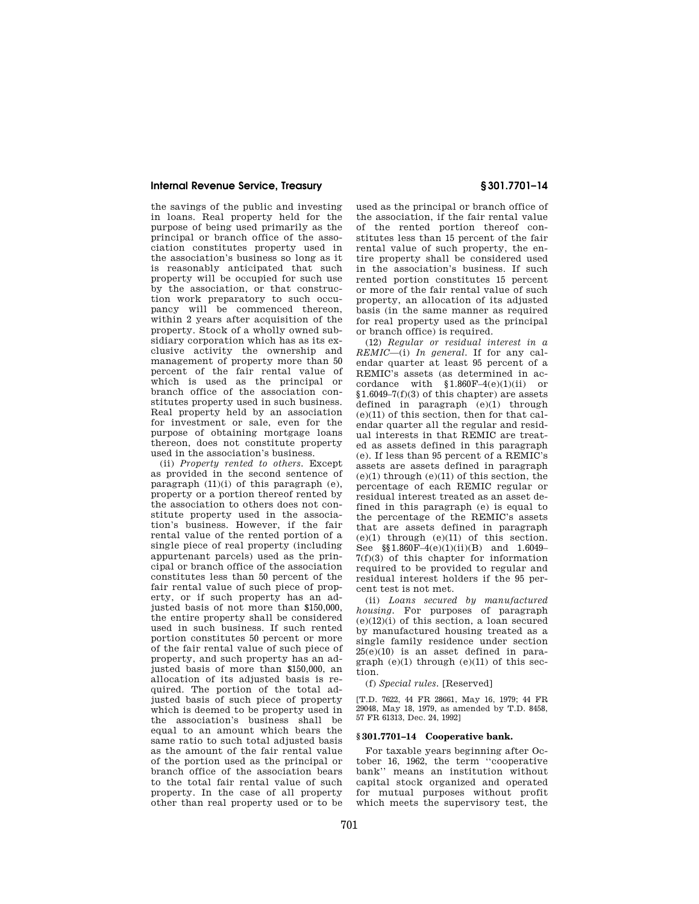the savings of the public and investing in loans. Real property held for the purpose of being used primarily as the principal or branch office of the association constitutes property used in the association's business so long as it is reasonably anticipated that such property will be occupied for such use by the association, or that construction work preparatory to such occupancy will be commenced thereon, within 2 years after acquisition of the property. Stock of a wholly owned subsidiary corporation which has as its exclusive activity the ownership and management of property more than 50 percent of the fair rental value of which is used as the principal or branch office of the association constitutes property used in such business. Real property held by an association for investment or sale, even for the purpose of obtaining mortgage loans thereon, does not constitute property used in the association's business.

(ii) *Property rented to others.* Except as provided in the second sentence of paragraph (11)(i) of this paragraph (e), property or a portion thereof rented by the association to others does not constitute property used in the association's business. However, if the fair rental value of the rented portion of a single piece of real property (including appurtenant parcels) used as the principal or branch office of the association constitutes less than 50 percent of the fair rental value of such piece of property, or if such property has an adjusted basis of not more than $150,000, the entire property shall be considered used in such business. If such rented portion constitutes 50 percent or more of the fair rental value of such piece of property, and such property has an adjusted basis of more than $150,000, an allocation of its adjusted basis is required. The portion of the total adjusted basis of such piece of property which is deemed to be property used in the association's business shall be equal to an amount which bears the same ratio to such total adjusted basis as the amount of the fair rental value of the portion used as the principal or branch office of the association bears to the total fair rental value of such property. In the case of all property other than real property used or to be used as the principal or branch office of the association, if the fair rental value of the rented portion thereof constitutes less than 15 percent of the fair rental value of such property, the entire property shall be considered used in the association's business. If such rented portion constitutes 15 percent or more of the fair rental value of such property, an allocation of its adjusted basis (in the same manner as required for real property used as the principal or branch office) is required.

(12) *Regular or residual interest in a REMIC*—(i) *In general.* If for any calendar quarter at least 95 percent of a REMIC's assets (as determined in accordance with §1.860F–4(e)(1)(ii) or §1.6049–7(f)(3) of this chapter) are assets defined in paragraph (e)(1) through (e)(11) of this section, then for that calendar quarter all the regular and residual interests in that REMIC are treated as assets defined in this paragraph (e). If less than 95 percent of a REMIC's assets are assets defined in paragraph (e)(1) through (e)(11) of this section, the percentage of each REMIC regular or residual interest treated as an asset defined in this paragraph (e) is equal to the percentage of the REMIC's assets that are assets defined in paragraph (e)(1) through (e)(11) of this section. See §§1.860F–4(e)(1)(ii)(B) and 1.6049–7(f)(3) of this chapter for information required to be provided to regular and residual interest holders if the 95 percent test is not met.

(ii) *Loans secured by manufactured housing.* For purposes of paragraph (e)(12)(i) of this section, a loan secured by manufactured housing treated as a single family residence under section 25(e)(10) is an asset defined in paragraph (e)(1) through (e)(11) of this section.

(f) *Special rules.* [Reserved]

[T.D. 7622, 44 FR 28661, May 16, 1979; 44 FR 29048, May 18, 1979, as amended by T.D. 8458, 57 FR 61313, Dec. 24, 1992]

## § 301.7701–14 Cooperative bank.

For taxable years beginning after October 16, 1962, the term "cooperative bank" means an institution without capital stock organized and operated for mutual purposes without profit which meets the supervisory test, the